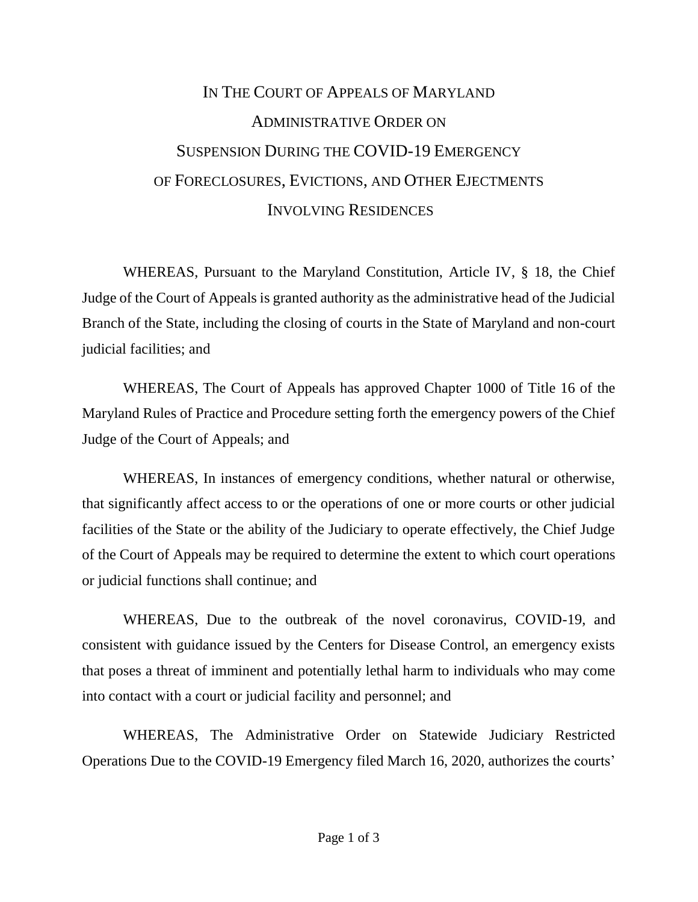# IN THE COURT OF APPEALS OF MARYLAND

## ADMINISTRATIVE ORDER ON SUSPENSION DURING THE COVID-19 EMERGENCY OF FORECLOSURES, EVICTIONS, AND OTHER EJECTMENTS INVOLVING RESIDENCES

WHEREAS, Pursuant to the Maryland Constitution, Article IV, § 18, the Chief Judge of the Court of Appeals is granted authority as the administrative head of the Judicial Branch of the State, including the closing of courts in the State of Maryland and non-court judicial facilities; and

WHEREAS, The Court of Appeals has approved Chapter 1000 of Title 16 of the Maryland Rules of Practice and Procedure setting forth the emergency powers of the Chief Judge of the Court of Appeals; and

WHEREAS, In instances of emergency conditions, whether natural or otherwise, that significantly affect access to or the operations of one or more courts or other judicial facilities of the State or the ability of the Judiciary to operate effectively, the Chief Judge of the Court of Appeals may be required to determine the extent to which court operations or judicial functions shall continue; and

WHEREAS, Due to the outbreak of the novel coronavirus, COVID-19, and consistent with guidance issued by the Centers for Disease Control, an emergency exists that poses a threat of imminent and potentially lethal harm to individuals who may come into contact with a court or judicial facility and personnel; and

WHEREAS, The Administrative Order on Statewide Judiciary Restricted Operations Due to the COVID-19 Emergency filed March 16, 2020, authorizes the courts'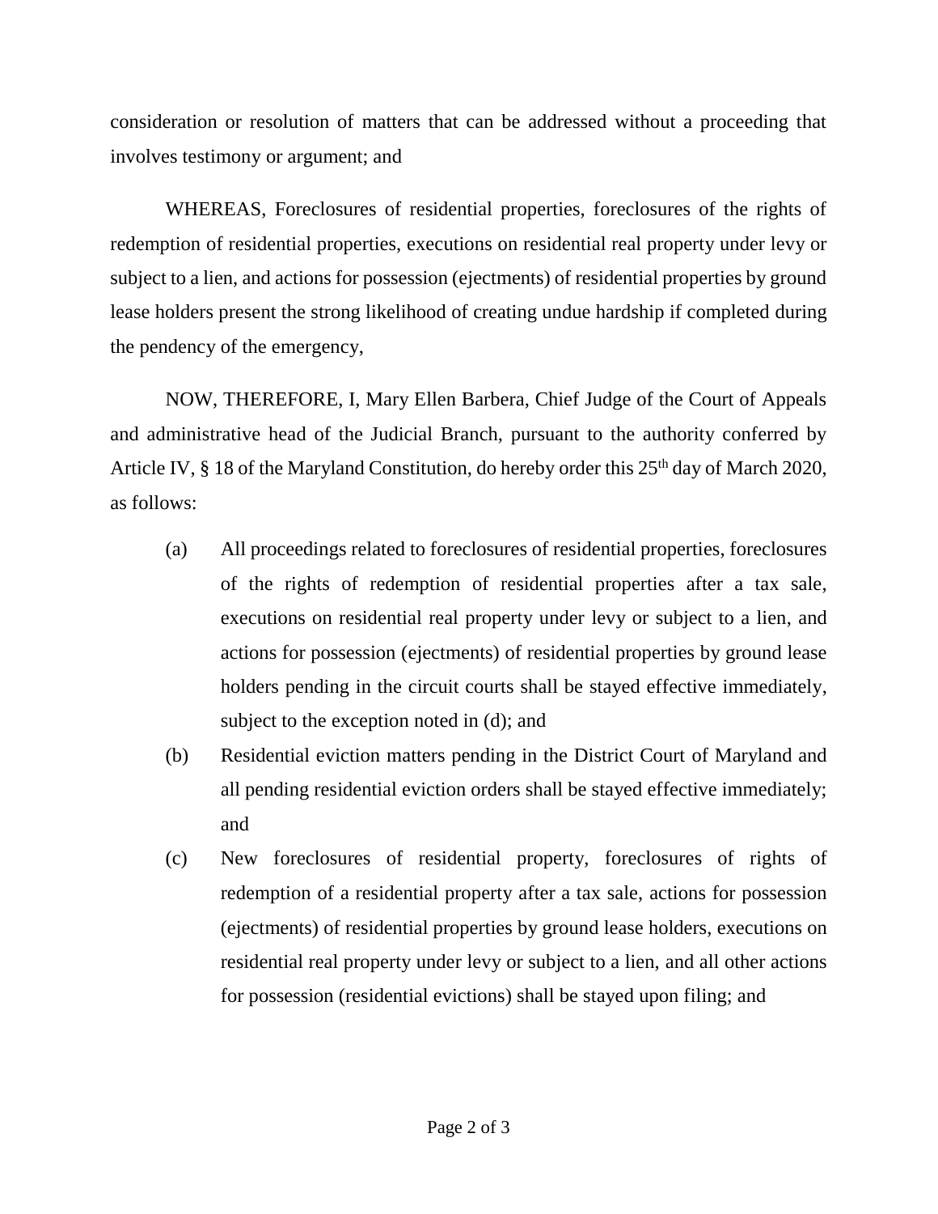consideration or resolution of matters that can be addressed without a proceeding that involves testimony or argument; and

WHEREAS, Foreclosures of residential properties, foreclosures of the rights of redemption of residential properties, executions on residential real property under levy or subject to a lien, and actions for possession (ejectments) of residential properties by ground lease holders present the strong likelihood of creating undue hardship if completed during the pendency of the emergency,

NOW, THEREFORE, I, Mary Ellen Barbera, Chief Judge of the Court of Appeals and administrative head of the Judicial Branch, pursuant to the authority conferred by Article IV, § 18 of the Maryland Constitution, do hereby order this 25th day of March 2020, as follows:

(a) All proceedings related to foreclosures of residential properties, foreclosures of the rights of redemption of residential properties after a tax sale, executions on residential real property under levy or subject to a lien, and actions for possession (ejectments) of residential properties by ground lease holders pending in the circuit courts shall be stayed effective immediately, subject to the exception noted in (d); and

(b) Residential eviction matters pending in the District Court of Maryland and all pending residential eviction orders shall be stayed effective immediately; and

(c) New foreclosures of residential property, foreclosures of rights of redemption of a residential property after a tax sale, actions for possession (ejectments) of residential properties by ground lease holders, executions on residential real property under levy or subject to a lien, and all other actions for possession (residential evictions) shall be stayed upon filing; and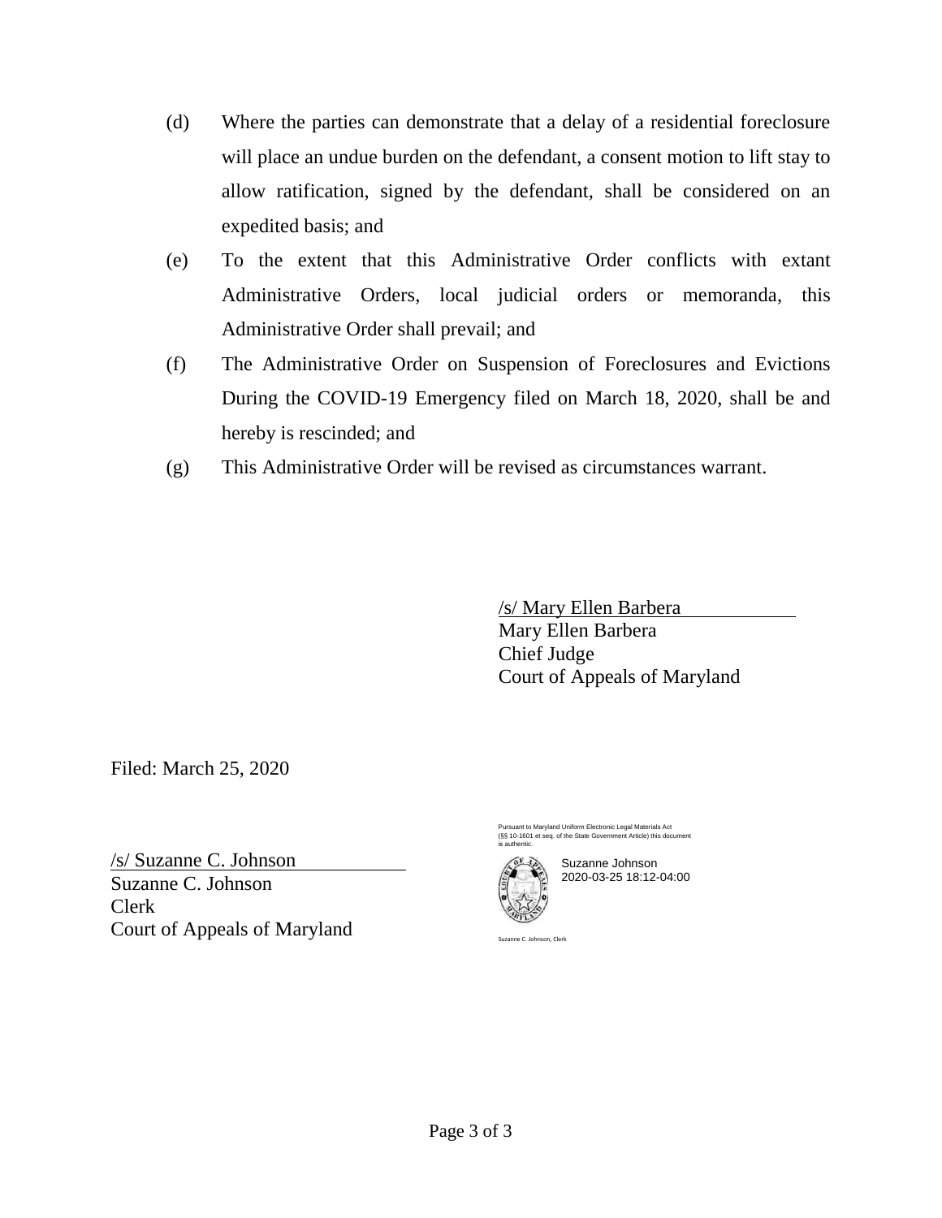(d) Where the parties can demonstrate that a delay of a residential foreclosure will place an undue burden on the defendant, a consent motion to lift stay to allow ratification, signed by the defendant, shall be considered on an expedited basis; and

(e) To the extent that this Administrative Order conflicts with extant Administrative Orders, local judicial orders or memoranda, this Administrative Order shall prevail; and

(f) The Administrative Order on Suspension of Foreclosures and Evictions During the COVID-19 Emergency filed on March 18, 2020, shall be and hereby is rescinded; and

(g) This Administrative Order will be revised as circumstances warrant.

/s/ Mary Ellen Barbera
Mary Ellen Barbera
Chief Judge
Court of Appeals of Maryland

Filed: March 25, 2020

/s/ Suzanne C. Johnson
Suzanne C. Johnson
Clerk
Court of Appeals of Maryland

Pursuant to Maryland Uniform Electronic Legal Materials Act (§§ 10-1601 et seq. of the State Government Article) this document is authentic.

Suzanne Johnson
2020-03-25 18:12-04:00

Suzanne C. Johnson, Clerk